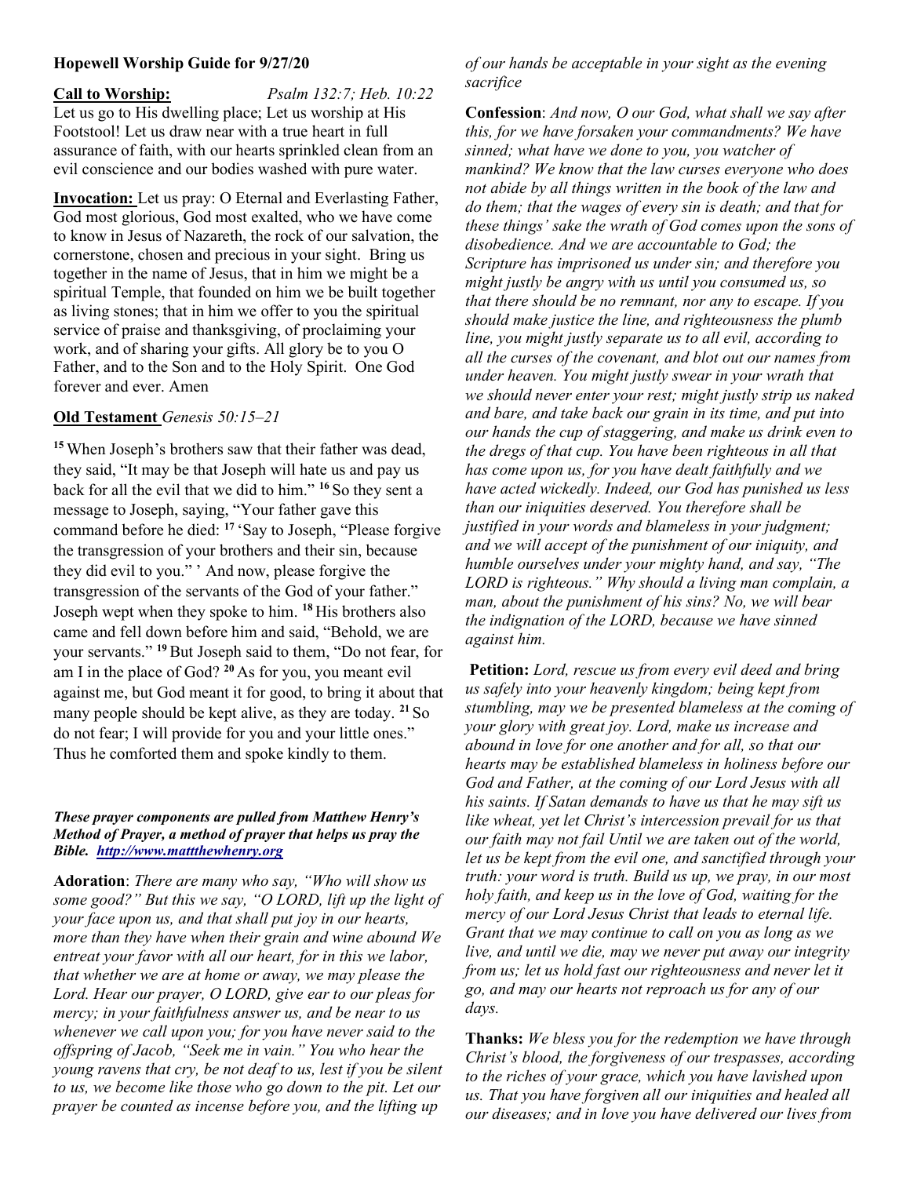**Hopewell Worship Guide for 9/27/20**

**Call to Worship:** *Psalm 132:7; Heb. 10:22*

Let us go to His dwelling place; Let us worship at His Footstool! Let us draw near with a true heart in full assurance of faith, with our hearts sprinkled clean from an evil conscience and our bodies washed with pure water.

**Invocation:** Let us pray: O Eternal and Everlasting Father, God most glorious, God most exalted, who we have come to know in Jesus of Nazareth, the rock of our salvation, the cornerstone, chosen and precious in your sight. Bring us together in the name of Jesus, that in him we might be a spiritual Temple, that founded on him we be built together as living stones; that in him we offer to you the spiritual service of praise and thanksgiving, of proclaiming your work, and of sharing your gifts. All glory be to you O Father, and to the Son and to the Holy Spirit. One God forever and ever. Amen

**Old Testament** *Genesis 50:15–21*

[15] When Joseph's brothers saw that their father was dead, they said, "It may be that Joseph will hate us and pay us back for all the evil that we did to him." [16] So they sent a message to Joseph, saying, "Your father gave this command before he died: [17] 'Say to Joseph, "Please forgive the transgression of your brothers and their sin, because they did evil to you." ' And now, please forgive the transgression of the servants of the God of your father." Joseph wept when they spoke to him. [18] His brothers also came and fell down before him and said, "Behold, we are your servants." [19] But Joseph said to them, "Do not fear, for am I in the place of God? [20] As for you, you meant evil against me, but God meant it for good, to bring it about that many people should be kept alive, as they are today. [21] So do not fear; I will provide for you and your little ones." Thus he comforted them and spoke kindly to them.

***These prayer components are pulled from Matthew Henry's Method of Prayer, a method of prayer that helps us pray the Bible. http://www.mattthewhenry.org***

**Adoration**: *There are many who say, "Who will show us some good?" But this we say, "O LORD, lift up the light of your face upon us, and that shall put joy in our hearts, more than they have when their grain and wine abound We entreat your favor with all our heart, for in this we labor, that whether we are at home or away, we may please the Lord. Hear our prayer, O LORD, give ear to our pleas for mercy; in your faithfulness answer us, and be near to us whenever we call upon you; for you have never said to the offspring of Jacob, "Seek me in vain." You who hear the young ravens that cry, be not deaf to us, lest if you be silent to us, we become like those who go down to the pit. Let our prayer be counted as incense before you, and the lifting up of our hands be acceptable in your sight as the evening sacrifice*

**Confession**: *And now, O our God, what shall we say after this, for we have forsaken your commandments? We have sinned; what have we done to you, you watcher of mankind? We know that the law curses everyone who does not abide by all things written in the book of the law and do them; that the wages of every sin is death; and that for these things' sake the wrath of God comes upon the sons of disobedience. And we are accountable to God; the Scripture has imprisoned us under sin; and therefore you might justly be angry with us until you consumed us, so that there should be no remnant, nor any to escape. If you should make justice the line, and righteousness the plumb line, you might justly separate us to all evil, according to all the curses of the covenant, and blot out our names from under heaven. You might justly swear in your wrath that we should never enter your rest; might justly strip us naked and bare, and take back our grain in its time, and put into our hands the cup of staggering, and make us drink even to the dregs of that cup. You have been righteous in all that has come upon us, for you have dealt faithfully and we have acted wickedly. Indeed, our God has punished us less than our iniquities deserved. You therefore shall be justified in your words and blameless in your judgment; and we will accept of the punishment of our iniquity, and humble ourselves under your mighty hand, and say, "The LORD is righteous." Why should a living man complain, a man, about the punishment of his sins? No, we will bear the indignation of the LORD, because we have sinned against him.*

**Petition:** *Lord, rescue us from every evil deed and bring us safely into your heavenly kingdom; being kept from stumbling, may we be presented blameless at the coming of your glory with great joy. Lord, make us increase and abound in love for one another and for all, so that our hearts may be established blameless in holiness before our God and Father, at the coming of our Lord Jesus with all his saints. If Satan demands to have us that he may sift us like wheat, yet let Christ's intercession prevail for us that our faith may not fail Until we are taken out of the world, let us be kept from the evil one, and sanctified through your truth: your word is truth. Build us up, we pray, in our most holy faith, and keep us in the love of God, waiting for the mercy of our Lord Jesus Christ that leads to eternal life. Grant that we may continue to call on you as long as we live, and until we die, may we never put away our integrity from us; let us hold fast our righteousness and never let it go, and may our hearts not reproach us for any of our days.*

**Thanks:** *We bless you for the redemption we have through Christ's blood, the forgiveness of our trespasses, according to the riches of your grace, which you have lavished upon us. That you have forgiven all our iniquities and healed all our diseases; and in love you have delivered our lives from*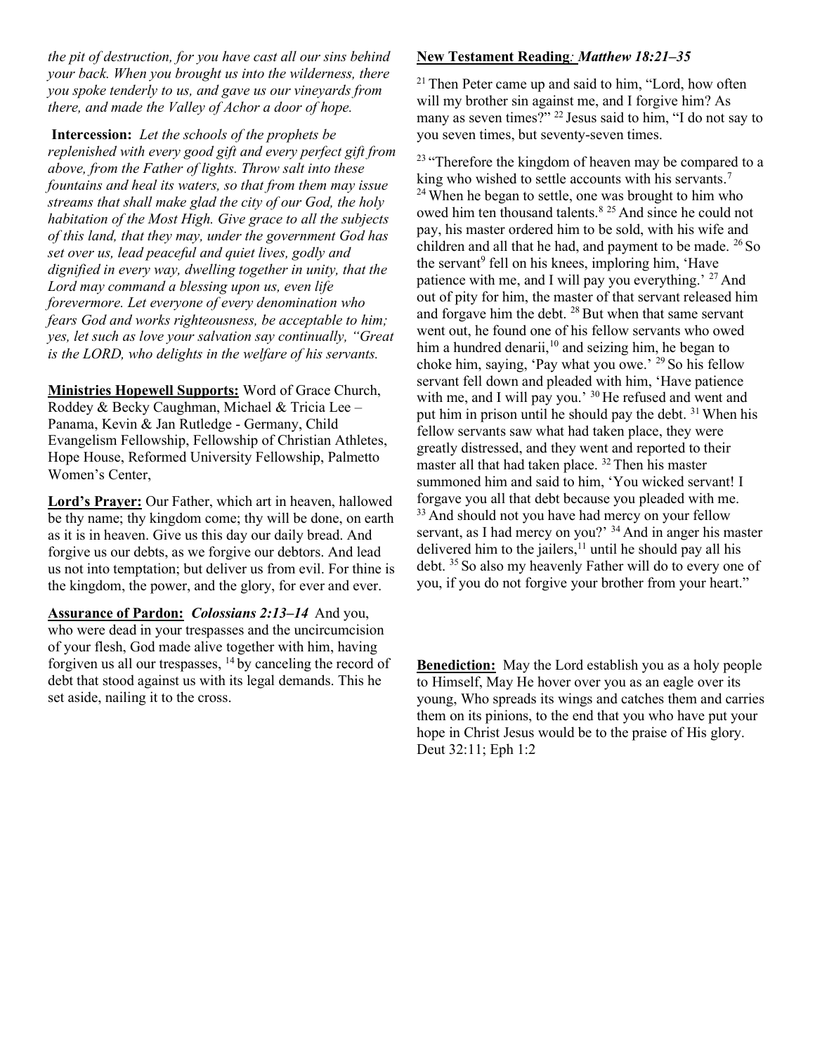*the pit of destruction, for you have cast all our sins behind your back. When you brought us into the wilderness, there you spoke tenderly to us, and gave us our vineyards from there, and made the Valley of Achor a door of hope.*

**Intercession:** *Let the schools of the prophets be replenished with every good gift and every perfect gift from above, from the Father of lights. Throw salt into these fountains and heal its waters, so that from them may issue streams that shall make glad the city of our God, the holy habitation of the Most High. Give grace to all the subjects of this land, that they may, under the government God has set over us, lead peaceful and quiet lives, godly and dignified in every way, dwelling together in unity, that the Lord may command a blessing upon us, even life forevermore. Let everyone of every denomination who fears God and works righteousness, be acceptable to him; yes, let such as love your salvation say continually, "Great is the LORD, who delights in the welfare of his servants.*

**Ministries Hopewell Supports:** Word of Grace Church, Roddey & Becky Caughman, Michael & Tricia Lee – Panama, Kevin & Jan Rutledge - Germany, Child Evangelism Fellowship, Fellowship of Christian Athletes, Hope House, Reformed University Fellowship, Palmetto Women's Center,

**Lord's Prayer:** Our Father, which art in heaven, hallowed be thy name; thy kingdom come; thy will be done, on earth as it is in heaven. Give us this day our daily bread. And forgive us our debts, as we forgive our debtors. And lead us not into temptation; but deliver us from evil. For thine is the kingdom, the power, and the glory, for ever and ever.

**Assurance of Pardon:** ***Colossians 2:13–14*** And you, who were dead in your trespasses and the uncircumcision of your flesh, God made alive together with him, having forgiven us all our trespasses, [14] by canceling the record of debt that stood against us with its legal demands. This he set aside, nailing it to the cross.

**New Testament Reading*: Matthew 18:21–35***

[21] Then Peter came up and said to him, "Lord, how often will my brother sin against me, and I forgive him? As many as seven times?" [22] Jesus said to him, "I do not say to you seven times, but seventy-seven times.

[23] "Therefore the kingdom of heaven may be compared to a king who wished to settle accounts with his servants.[7] [24] When he began to settle, one was brought to him who owed him ten thousand talents.[8] [25] And since he could not pay, his master ordered him to be sold, with his wife and children and all that he had, and payment to be made. [26] So the servant[9] fell on his knees, imploring him, 'Have patience with me, and I will pay you everything.' [27] And out of pity for him, the master of that servant released him and forgave him the debt. [28] But when that same servant went out, he found one of his fellow servants who owed him a hundred denarii,[10] and seizing him, he began to choke him, saying, 'Pay what you owe.' [29] So his fellow servant fell down and pleaded with him, 'Have patience with me, and I will pay you.' [30] He refused and went and put him in prison until he should pay the debt. [31] When his fellow servants saw what had taken place, they were greatly distressed, and they went and reported to their master all that had taken place. [32] Then his master summoned him and said to him, 'You wicked servant! I forgave you all that debt because you pleaded with me. [33] And should not you have had mercy on your fellow servant, as I had mercy on you?' [34] And in anger his master delivered him to the jailers,[11] until he should pay all his debt. [35] So also my heavenly Father will do to every one of you, if you do not forgive your brother from your heart."

**Benediction:** May the Lord establish you as a holy people to Himself, May He hover over you as an eagle over its young, Who spreads its wings and catches them and carries them on its pinions, to the end that you who have put your hope in Christ Jesus would be to the praise of His glory. Deut 32:11; Eph 1:2